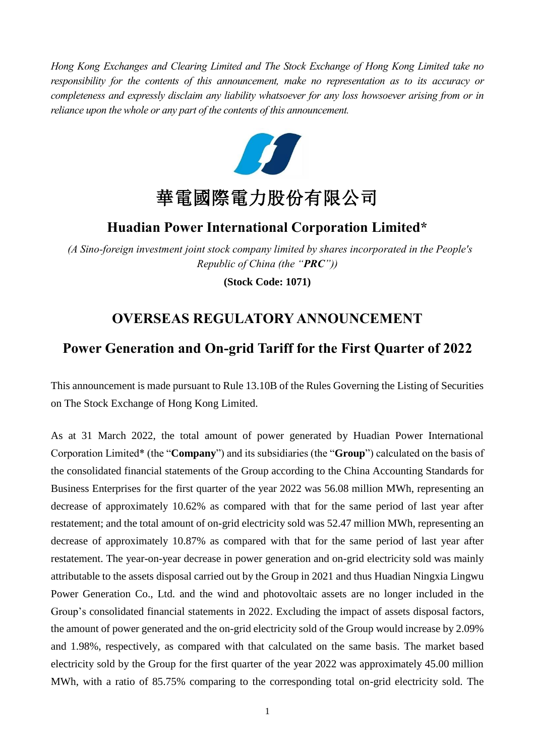*Hong Kong Exchanges and Clearing Limited and The Stock Exchange of Hong Kong Limited take no responsibility for the contents of this announcement, make no representation as to its accuracy or completeness and expressly disclaim any liability whatsoever for any loss howsoever arising from or in reliance upon the whole or any part of the contents of this announcement.*

# 華電國際電力股份有限公司

## Huadian Power International Corporation Limited*

*(A Sino-foreign investment joint stock company limited by shares incorporated in the People's Republic of China (the "**PRC**"))*

**(Stock Code: 1071)**

## OVERSEAS REGULATORY ANNOUNCEMENT

## Power Generation and On-grid Tariff for the First Quarter of 2022

This announcement is made pursuant to Rule 13.10B of the Rules Governing the Listing of Securities on The Stock Exchange of Hong Kong Limited.

As at 31 March 2022, the total amount of power generated by Huadian Power International Corporation Limited* (the "**Company**") and its subsidiaries (the "**Group**") calculated on the basis of the consolidated financial statements of the Group according to the China Accounting Standards for Business Enterprises for the first quarter of the year 2022 was 56.08 million MWh, representing an decrease of approximately 10.62% as compared with that for the same period of last year after restatement; and the total amount of on-grid electricity sold was 52.47 million MWh, representing an decrease of approximately 10.87% as compared with that for the same period of last year after restatement. The year-on-year decrease in power generation and on-grid electricity sold was mainly attributable to the assets disposal carried out by the Group in 2021 and thus Huadian Ningxia Lingwu Power Generation Co., Ltd. and the wind and photovoltaic assets are no longer included in the Group's consolidated financial statements in 2022. Excluding the impact of assets disposal factors, the amount of power generated and the on-grid electricity sold of the Group would increase by 2.09% and 1.98%, respectively, as compared with that calculated on the same basis. The market based electricity sold by the Group for the first quarter of the year 2022 was approximately 45.00 million MWh, with a ratio of 85.75% comparing to the corresponding total on-grid electricity sold. The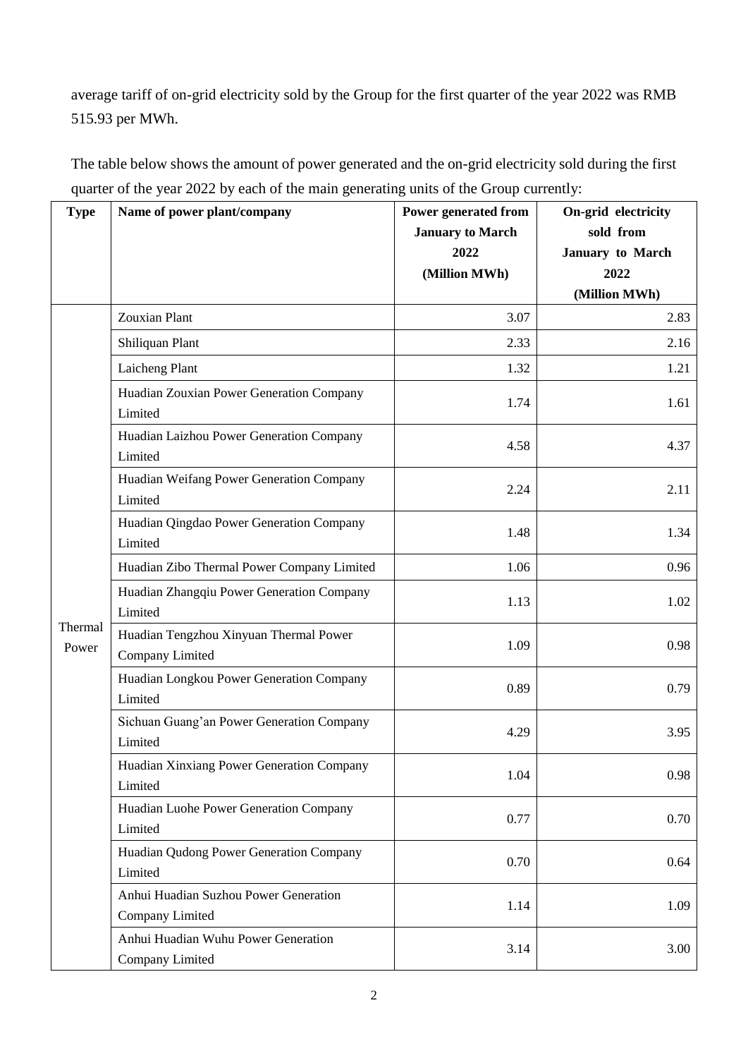average tariff of on-grid electricity sold by the Group for the first quarter of the year 2022 was RMB 515.93 per MWh.

The table below shows the amount of power generated and the on-grid electricity sold during the first quarter of the year 2022 by each of the main generating units of the Group currently:

| Type | Name of power plant/company | Power generated from January to March 2022 (Million MWh) | On-grid electricity sold from January to March 2022 (Million MWh) |
|---|---|---|---|
| Thermal Power | Zouxian Plant | 3.07 | 2.83 |
| | Shiliquan Plant | 2.33 | 2.16 |
| | Laicheng Plant | 1.32 | 1.21 |
| | Huadian Zouxian Power Generation Company Limited | 1.74 | 1.61 |
| | Huadian Laizhou Power Generation Company Limited | 4.58 | 4.37 |
| | Huadian Weifang Power Generation Company Limited | 2.24 | 2.11 |
| | Huadian Qingdao Power Generation Company Limited | 1.48 | 1.34 |
| | Huadian Zibo Thermal Power Company Limited | 1.06 | 0.96 |
| | Huadian Zhangqiu Power Generation Company Limited | 1.13 | 1.02 |
| | Huadian Tengzhou Xinyuan Thermal Power Company Limited | 1.09 | 0.98 |
| | Huadian Longkou Power Generation Company Limited | 0.89 | 0.79 |
| | Sichuan Guang'an Power Generation Company Limited | 4.29 | 3.95 |
| | Huadian Xinxiang Power Generation Company Limited | 1.04 | 0.98 |
| | Huadian Luohe Power Generation Company Limited | 0.77 | 0.70 |
| | Huadian Qudong Power Generation Company Limited | 0.70 | 0.64 |
| | Anhui Huadian Suzhou Power Generation Company Limited | 1.14 | 1.09 |
| | Anhui Huadian Wuhu Power Generation Company Limited | 3.14 | 3.00 |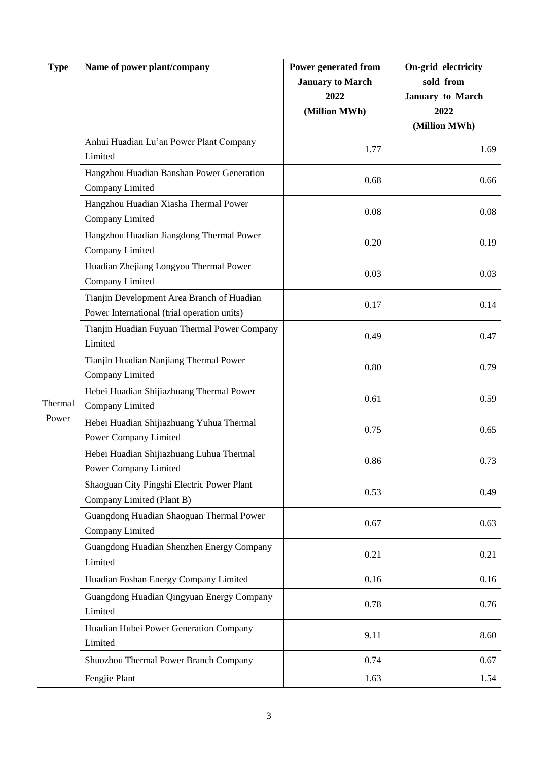| Type | Name of power plant/company | Power generated from January to March 2022 (Million MWh) | On-grid electricity sold from January to March 2022 (Million MWh) |
|---|---|---|---|
| Thermal Power | Anhui Huadian Lu'an Power Plant Company Limited | 1.77 | 1.69 |
| | Hangzhou Huadian Banshan Power Generation Company Limited | 0.68 | 0.66 |
| | Hangzhou Huadian Xiasha Thermal Power Company Limited | 0.08 | 0.08 |
| | Hangzhou Huadian Jiangdong Thermal Power Company Limited | 0.20 | 0.19 |
| | Huadian Zhejiang Longyou Thermal Power Company Limited | 0.03 | 0.03 |
| | Tianjin Development Area Branch of Huadian Power International (trial operation units) | 0.17 | 0.14 |
| | Tianjin Huadian Fuyuan Thermal Power Company Limited | 0.49 | 0.47 |
| | Tianjin Huadian Nanjiang Thermal Power Company Limited | 0.80 | 0.79 |
| | Hebei Huadian Shijiazhuang Thermal Power Company Limited | 0.61 | 0.59 |
| | Hebei Huadian Shijiazhuang Yuhua Thermal Power Company Limited | 0.75 | 0.65 |
| | Hebei Huadian Shijiazhuang Luhua Thermal Power Company Limited | 0.86 | 0.73 |
| | Shaoguan City Pingshi Electric Power Plant Company Limited (Plant B) | 0.53 | 0.49 |
| | Guangdong Huadian Shaoguan Thermal Power Company Limited | 0.67 | 0.63 |
| | Guangdong Huadian Shenzhen Energy Company Limited | 0.21 | 0.21 |
| | Huadian Foshan Energy Company Limited | 0.16 | 0.16 |
| | Guangdong Huadian Qingyuan Energy Company Limited | 0.78 | 0.76 |
| | Huadian Hubei Power Generation Company Limited | 9.11 | 8.60 |
| | Shuozhou Thermal Power Branch Company | 0.74 | 0.67 |
| | Fengjie Plant | 1.63 | 1.54 |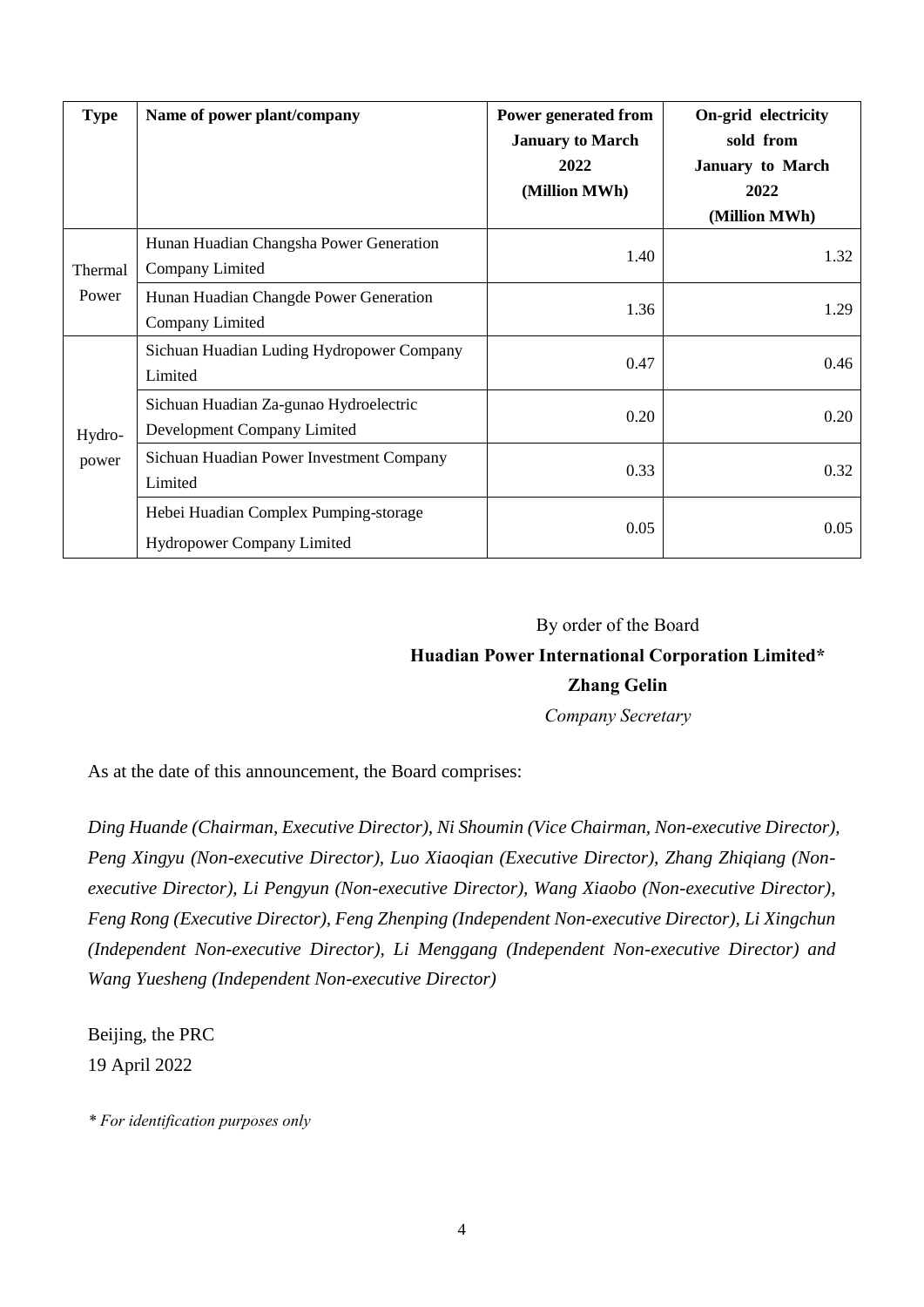| Type | Name of power plant/company | Power generated from January to March 2022 (Million MWh) | On-grid electricity sold from January to March 2022 (Million MWh) |
|---|---|---|---|
| Thermal Power | Hunan Huadian Changsha Power Generation Company Limited | 1.40 | 1.32 |
| | Hunan Huadian Changde Power Generation Company Limited | 1.36 | 1.29 |
| Hydro-power | Sichuan Huadian Luding Hydropower Company Limited | 0.47 | 0.46 |
| | Sichuan Huadian Za-gunao Hydroelectric Development Company Limited | 0.20 | 0.20 |
| | Sichuan Huadian Power Investment Company Limited | 0.33 | 0.32 |
| | Hebei Huadian Complex Pumping-storage Hydropower Company Limited | 0.05 | 0.05 |

By order of the Board
**Huadian Power International Corporation Limited***
**Zhang Gelin**
*Company Secretary*

As at the date of this announcement, the Board comprises:

*Ding Huande (Chairman, Executive Director), Ni Shoumin (Vice Chairman, Non-executive Director), Peng Xingyu (Non-executive Director), Luo Xiaoqian (Executive Director), Zhang Zhiqiang (Non-executive Director), Li Pengyun (Non-executive Director), Wang Xiaobo (Non-executive Director), Feng Rong (Executive Director), Feng Zhenping (Independent Non-executive Director), Li Xingchun (Independent Non-executive Director), Li Menggang (Independent Non-executive Director) and Wang Yuesheng (Independent Non-executive Director)*

Beijing, the PRC
19 April 2022

*\* For identification purposes only*